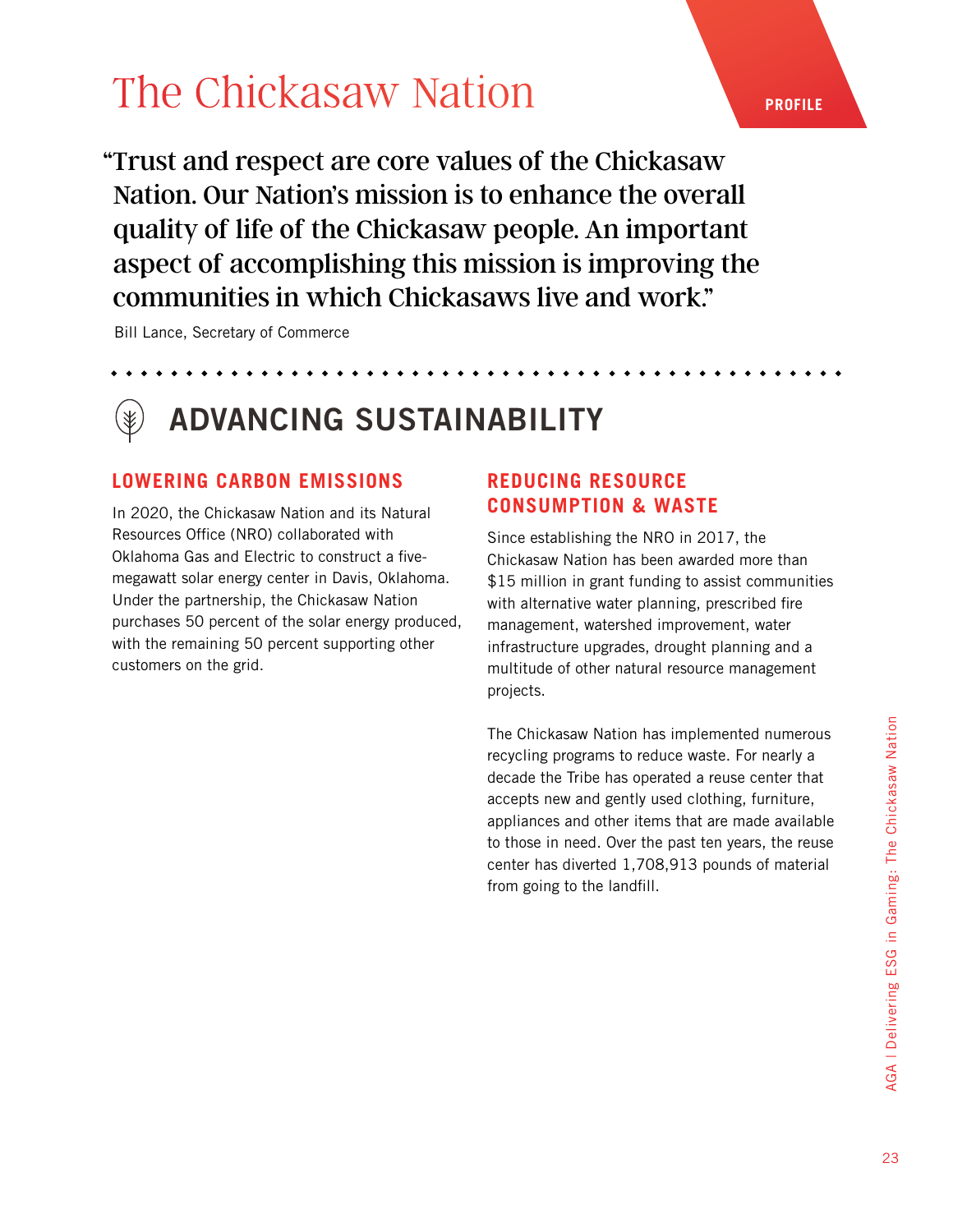# The Chickasaw Nation

PROFILE

> "Trust and respect are core values of the Chickasaw Nation. Our Nation's mission is to enhance the overall quality of life of the Chickasaw people. An important aspect of accomplishing this mission is improving the communities in which Chickasaws live and work."

Bill Lance, Secretary of Commerce

## ADVANCING SUSTAINABILITY

### LOWERING CARBON EMISSIONS

In 2020, the Chickasaw Nation and its Natural Resources Office (NRO) collaborated with Oklahoma Gas and Electric to construct a five-megawatt solar energy center in Davis, Oklahoma. Under the partnership, the Chickasaw Nation purchases 50 percent of the solar energy produced, with the remaining 50 percent supporting other customers on the grid.

### REDUCING RESOURCE CONSUMPTION & WASTE

Since establishing the NRO in 2017, the Chickasaw Nation has been awarded more than $15 million in grant funding to assist communities with alternative water planning, prescribed fire management, watershed improvement, water infrastructure upgrades, drought planning and a multitude of other natural resource management projects.

The Chickasaw Nation has implemented numerous recycling programs to reduce waste. For nearly a decade the Tribe has operated a reuse center that accepts new and gently used clothing, furniture, appliances and other items that are made available to those in need. Over the past ten years, the reuse center has diverted 1,708,913 pounds of material from going to the landfill.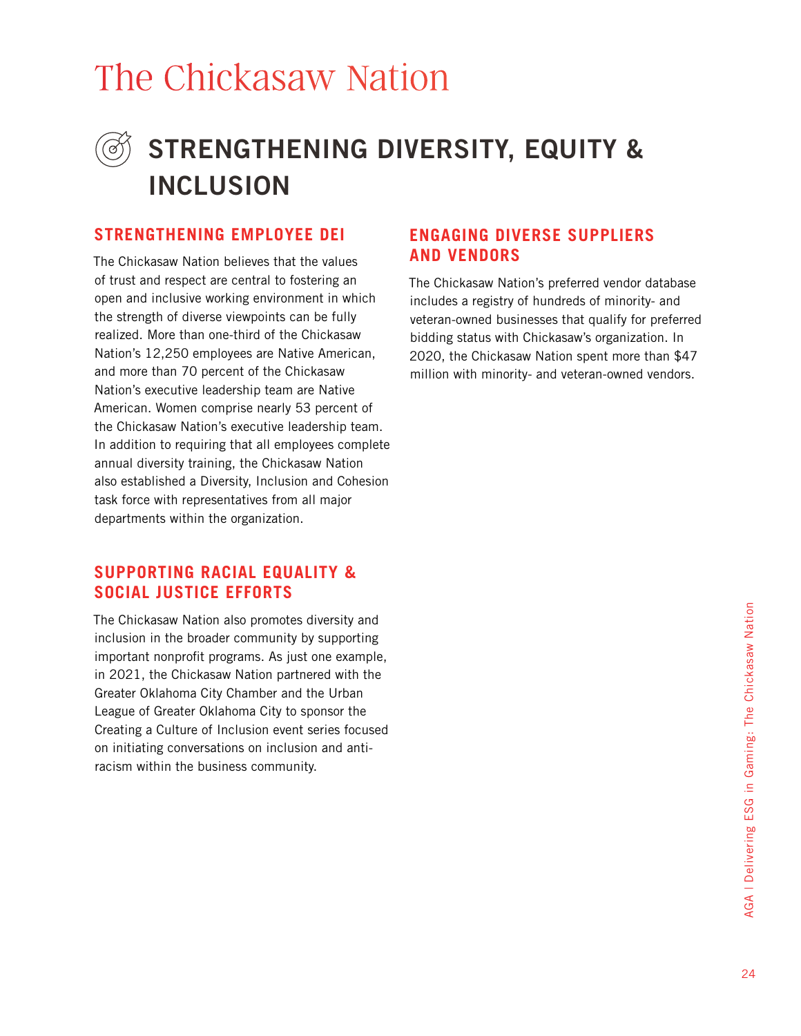# The Chickasaw Nation

## STRENGTHENING DIVERSITY, EQUITY & INCLUSION

### STRENGTHENING EMPLOYEE DEI

The Chickasaw Nation believes that the values of trust and respect are central to fostering an open and inclusive working environment in which the strength of diverse viewpoints can be fully realized. More than one-third of the Chickasaw Nation's 12,250 employees are Native American, and more than 70 percent of the Chickasaw Nation's executive leadership team are Native American. Women comprise nearly 53 percent of the Chickasaw Nation's executive leadership team. In addition to requiring that all employees complete annual diversity training, the Chickasaw Nation also established a Diversity, Inclusion and Cohesion task force with representatives from all major departments within the organization.

### SUPPORTING RACIAL EQUALITY & SOCIAL JUSTICE EFFORTS

The Chickasaw Nation also promotes diversity and inclusion in the broader community by supporting important nonprofit programs. As just one example, in 2021, the Chickasaw Nation partnered with the Greater Oklahoma City Chamber and the Urban League of Greater Oklahoma City to sponsor the Creating a Culture of Inclusion event series focused on initiating conversations on inclusion and anti-racism within the business community.

### ENGAGING DIVERSE SUPPLIERS AND VENDORS

The Chickasaw Nation's preferred vendor database includes a registry of hundreds of minority- and veteran-owned businesses that qualify for preferred bidding status with Chickasaw's organization. In 2020, the Chickasaw Nation spent more than $47 million with minority- and veteran-owned vendors.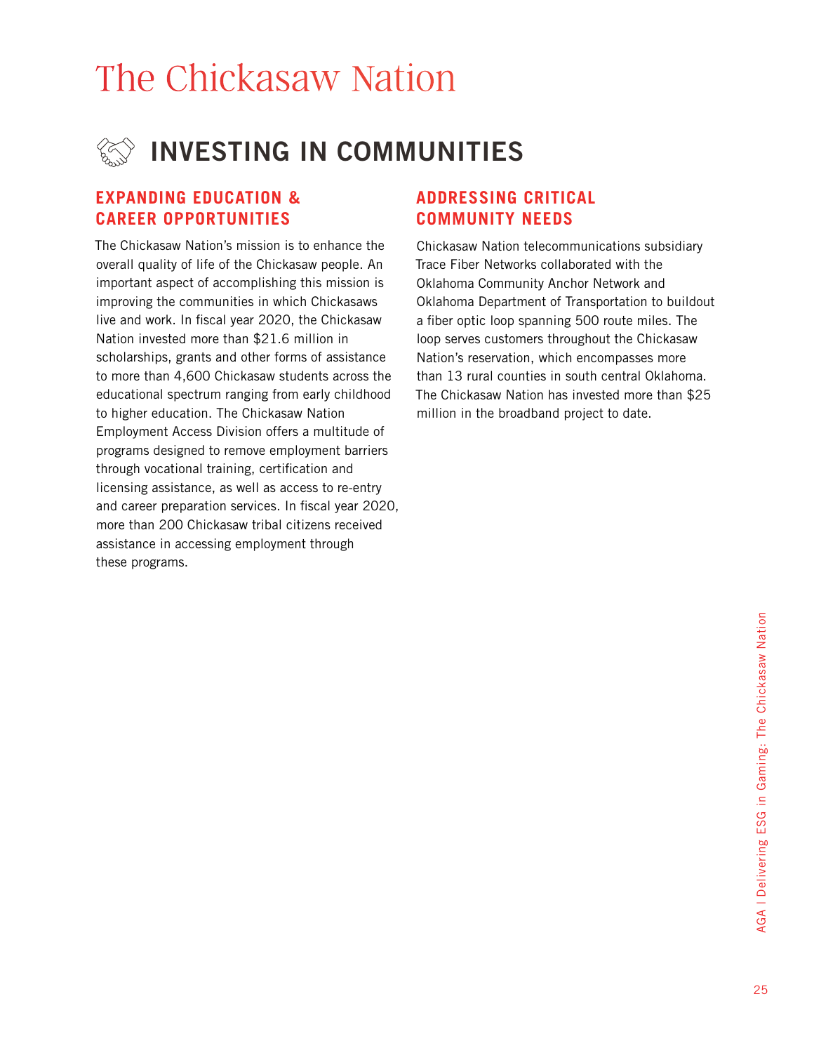# The Chickasaw Nation

## INVESTING IN COMMUNITIES

### EXPANDING EDUCATION & CAREER OPPORTUNITIES

The Chickasaw Nation's mission is to enhance the overall quality of life of the Chickasaw people. An important aspect of accomplishing this mission is improving the communities in which Chickasaws live and work. In fiscal year 2020, the Chickasaw Nation invested more than $21.6 million in scholarships, grants and other forms of assistance to more than 4,600 Chickasaw students across the educational spectrum ranging from early childhood to higher education. The Chickasaw Nation Employment Access Division offers a multitude of programs designed to remove employment barriers through vocational training, certification and licensing assistance, as well as access to re-entry and career preparation services. In fiscal year 2020, more than 200 Chickasaw tribal citizens received assistance in accessing employment through these programs.

### ADDRESSING CRITICAL COMMUNITY NEEDS

Chickasaw Nation telecommunications subsidiary Trace Fiber Networks collaborated with the Oklahoma Community Anchor Network and Oklahoma Department of Transportation to buildout a fiber optic loop spanning 500 route miles. The loop serves customers throughout the Chickasaw Nation's reservation, which encompasses more than 13 rural counties in south central Oklahoma. The Chickasaw Nation has invested more than $25 million in the broadband project to date.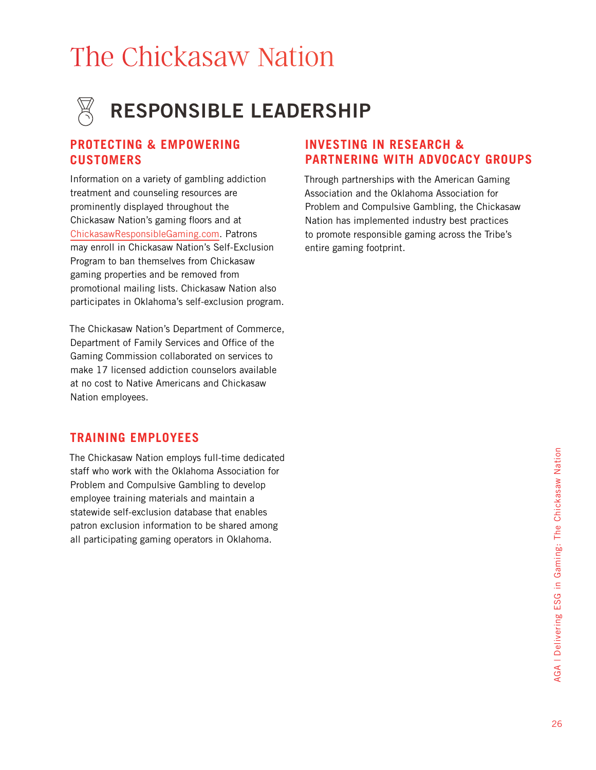# The Chickasaw Nation

## RESPONSIBLE LEADERSHIP

### PROTECTING & EMPOWERING CUSTOMERS

Information on a variety of gambling addiction treatment and counseling resources are prominently displayed throughout the Chickasaw Nation's gaming floors and at ChickasawResponsibleGaming.com. Patrons may enroll in Chickasaw Nation's Self-Exclusion Program to ban themselves from Chickasaw gaming properties and be removed from promotional mailing lists. Chickasaw Nation also participates in Oklahoma's self-exclusion program.

The Chickasaw Nation's Department of Commerce, Department of Family Services and Office of the Gaming Commission collaborated on services to make 17 licensed addiction counselors available at no cost to Native Americans and Chickasaw Nation employees.

### TRAINING EMPLOYEES

The Chickasaw Nation employs full-time dedicated staff who work with the Oklahoma Association for Problem and Compulsive Gambling to develop employee training materials and maintain a statewide self-exclusion database that enables patron exclusion information to be shared among all participating gaming operators in Oklahoma.

### INVESTING IN RESEARCH & PARTNERING WITH ADVOCACY GROUPS

Through partnerships with the American Gaming Association and the Oklahoma Association for Problem and Compulsive Gambling, the Chickasaw Nation has implemented industry best practices to promote responsible gaming across the Tribe's entire gaming footprint.